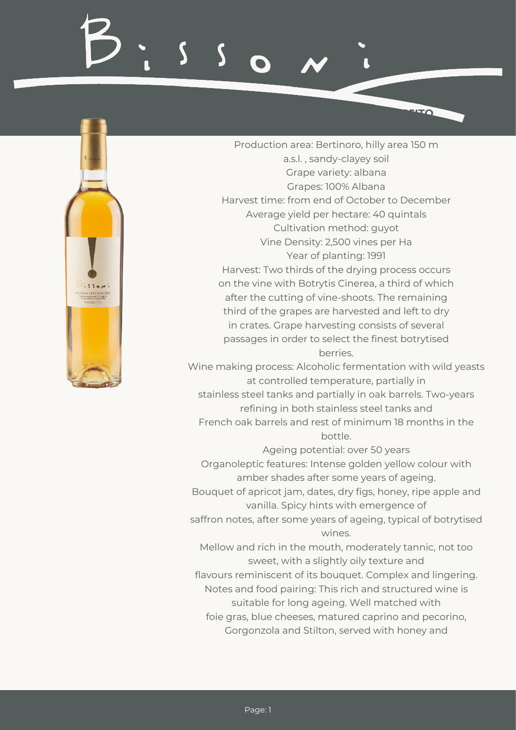# Bissoni

Production area: Bertinoro, hilly area 150 m a.s.l. , sandy-clayey soil
Grape variety: albana
Grapes: 100% Albana
Harvest time: from end of October to December
Average yield per hectare: 40 quintals
Cultivation method: guyot
Vine Density: 2,500 vines per Ha
Year of planting: 1991
Harvest: Two thirds of the drying process occurs on the vine with Botrytis Cinerea, a third of which after the cutting of vine-shoots. The remaining third of the grapes are harvested and left to dry in crates. Grape harvesting consists of several passages in order to select the finest botrytised berries.
Wine making process: Alcoholic fermentation with wild yeasts at controlled temperature, partially in stainless steel tanks and partially in oak barrels. Two-years refining in both stainless steel tanks and French oak barrels and rest of minimum 18 months in the bottle.
Ageing potential: over 50 years
Organoleptic features: Intense golden yellow colour with amber shades after some years of ageing.
Bouquet of apricot jam, dates, dry figs, honey, ripe apple and vanilla. Spicy hints with emergence of saffron notes, after some years of ageing, typical of botrytised wines.
Mellow and rich in the mouth, moderately tannic, not too sweet, with a slightly oily texture and flavours reminiscent of its bouquet. Complex and lingering.
Notes and food pairing: This rich and structured wine is suitable for long ageing. Well matched with foie gras, blue cheeses, matured caprino and pecorino, Gorgonzola and Stilton, served with honey and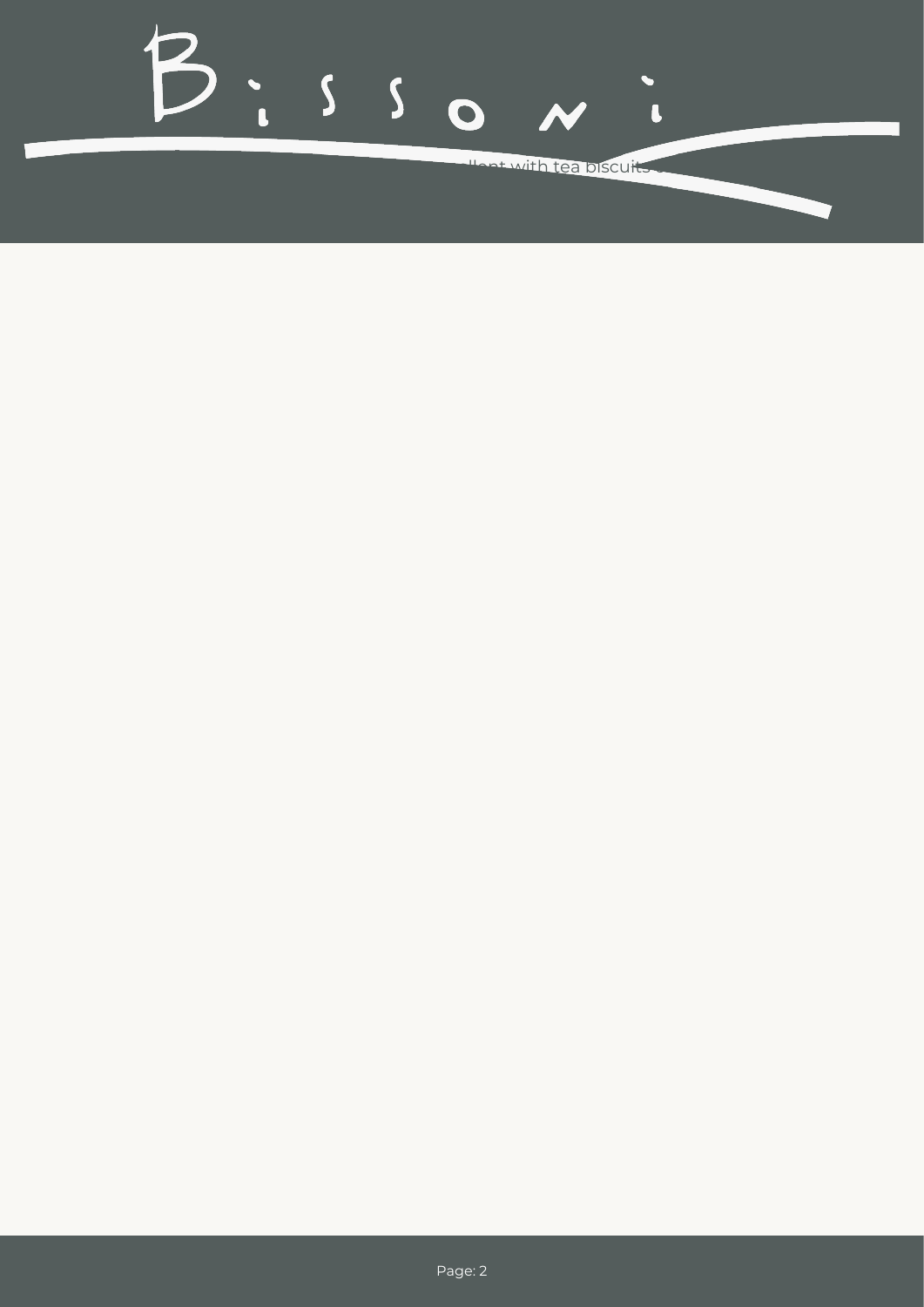llent with tea biscuits